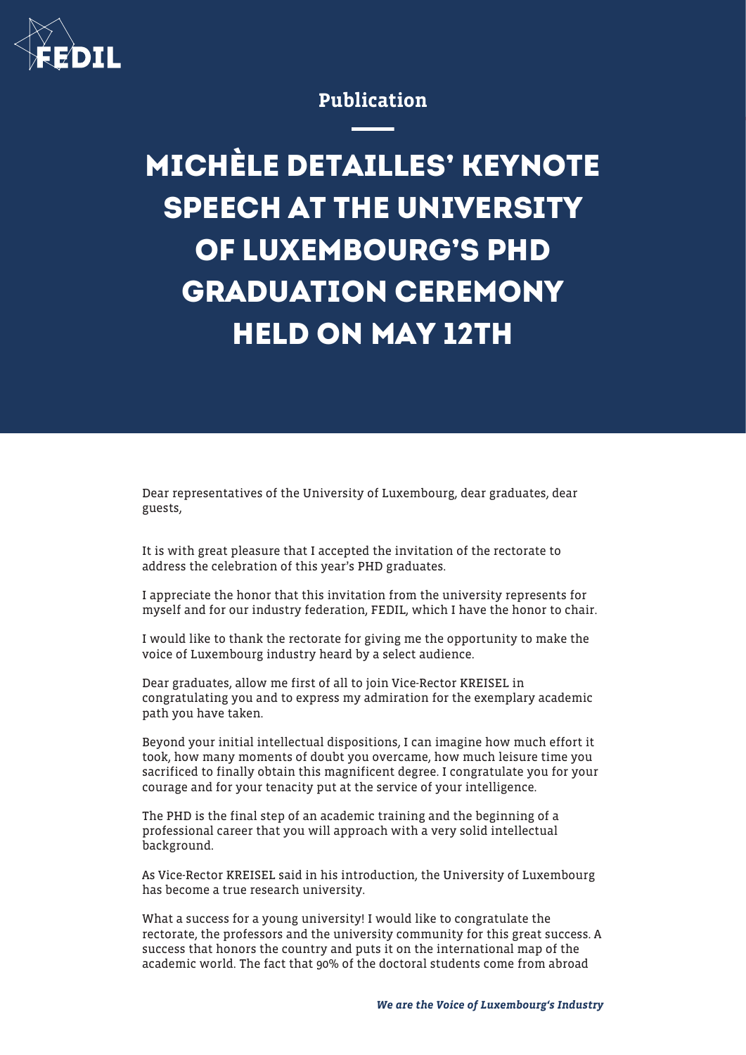Publication

# MICHÈLE DETAILLES' KEYNOTE SPEECH AT THE UNIVERSITY OF LUXEMBOURG'S PHD GRADUATION CEREMONY HELD ON MAY 12TH

Dear representatives of the University of Luxembourg, dear graduates, dear guests,

It is with great pleasure that I accepted the invitation of the rectorate to address the celebration of this year's PHD graduates.

I appreciate the honor that this invitation from the university represents for myself and for our industry federation, FEDIL, which I have the honor to chair.

I would like to thank the rectorate for giving me the opportunity to make the voice of Luxembourg industry heard by a select audience.

Dear graduates, allow me first of all to join Vice-Rector KREISEL in congratulating you and to express my admiration for the exemplary academic path you have taken.

Beyond your initial intellectual dispositions, I can imagine how much effort it took, how many moments of doubt you overcame, how much leisure time you sacrificed to finally obtain this magnificent degree. I congratulate you for your courage and for your tenacity put at the service of your intelligence.

The PHD is the final step of an academic training and the beginning of a professional career that you will approach with a very solid intellectual background.

As Vice-Rector KREISEL said in his introduction, the University of Luxembourg has become a true research university.

What a success for a young university! I would like to congratulate the rectorate, the professors and the university community for this great success. A success that honors the country and puts it on the international map of the academic world. The fact that 90% of the doctoral students come from abroad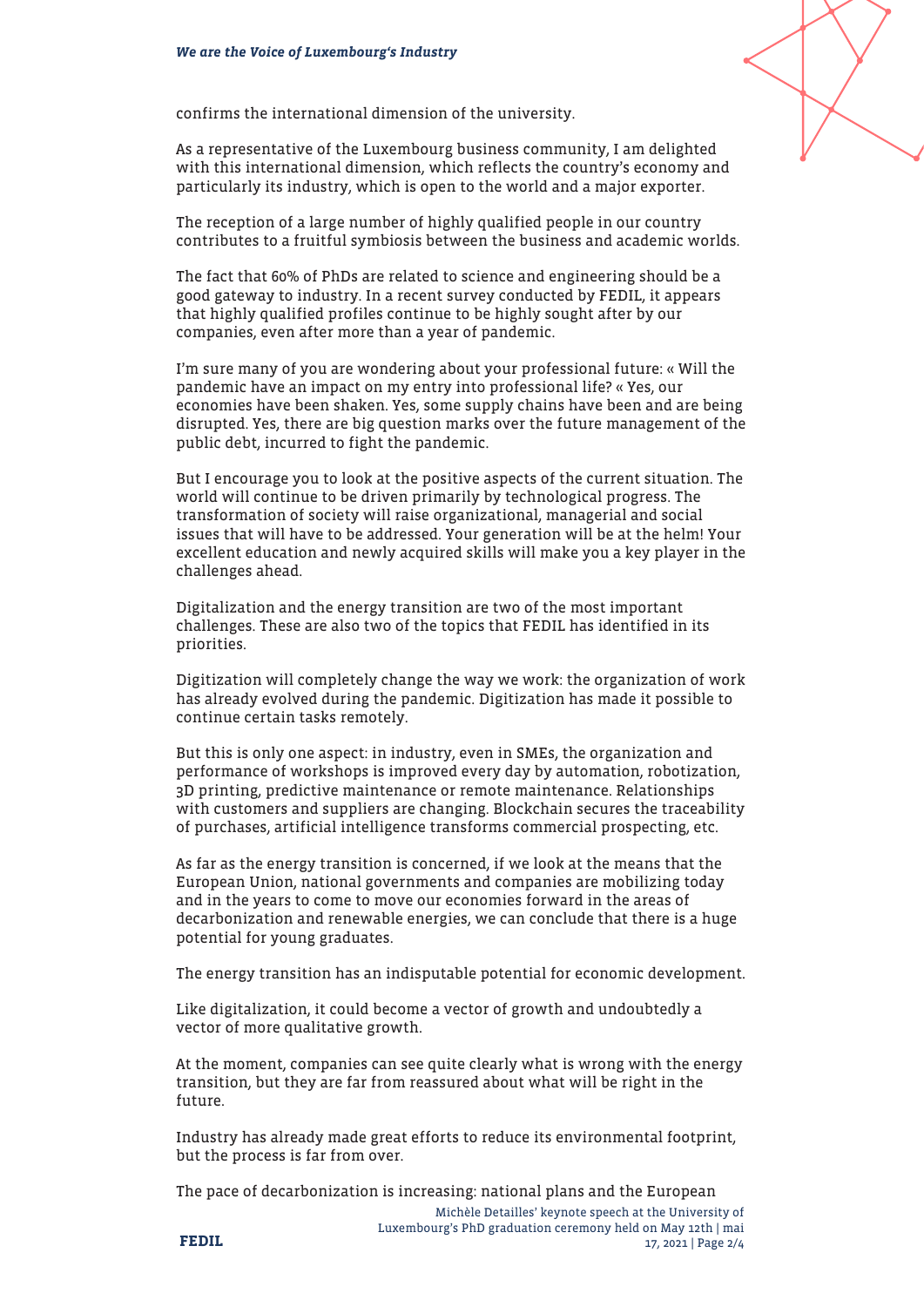confirms the international dimension of the university.

As a representative of the Luxembourg business community, I am delighted with this international dimension, which reflects the country's economy and particularly its industry, which is open to the world and a major exporter.

The reception of a large number of highly qualified people in our country contributes to a fruitful symbiosis between the business and academic worlds.

The fact that 60% of PhDs are related to science and engineering should be a good gateway to industry. In a recent survey conducted by FEDIL, it appears that highly qualified profiles continue to be highly sought after by our companies, even after more than a year of pandemic.

I'm sure many of you are wondering about your professional future: « Will the pandemic have an impact on my entry into professional life? « Yes, our economies have been shaken. Yes, some supply chains have been and are being disrupted. Yes, there are big question marks over the future management of the public debt, incurred to fight the pandemic.

But I encourage you to look at the positive aspects of the current situation. The world will continue to be driven primarily by technological progress. The transformation of society will raise organizational, managerial and social issues that will have to be addressed. Your generation will be at the helm! Your excellent education and newly acquired skills will make you a key player in the challenges ahead.

Digitalization and the energy transition are two of the most important challenges. These are also two of the topics that FEDIL has identified in its priorities.

Digitization will completely change the way we work: the organization of work has already evolved during the pandemic. Digitization has made it possible to continue certain tasks remotely.

But this is only one aspect: in industry, even in SMEs, the organization and performance of workshops is improved every day by automation, robotization, 3D printing, predictive maintenance or remote maintenance. Relationships with customers and suppliers are changing. Blockchain secures the traceability of purchases, artificial intelligence transforms commercial prospecting, etc.

As far as the energy transition is concerned, if we look at the means that the European Union, national governments and companies are mobilizing today and in the years to come to move our economies forward in the areas of decarbonization and renewable energies, we can conclude that there is a huge potential for young graduates.

The energy transition has an indisputable potential for economic development.

Like digitalization, it could become a vector of growth and undoubtedly a vector of more qualitative growth.

At the moment, companies can see quite clearly what is wrong with the energy transition, but they are far from reassured about what will be right in the future.

Industry has already made great efforts to reduce its environmental footprint, but the process is far from over.

The pace of decarbonization is increasing: national plans and the European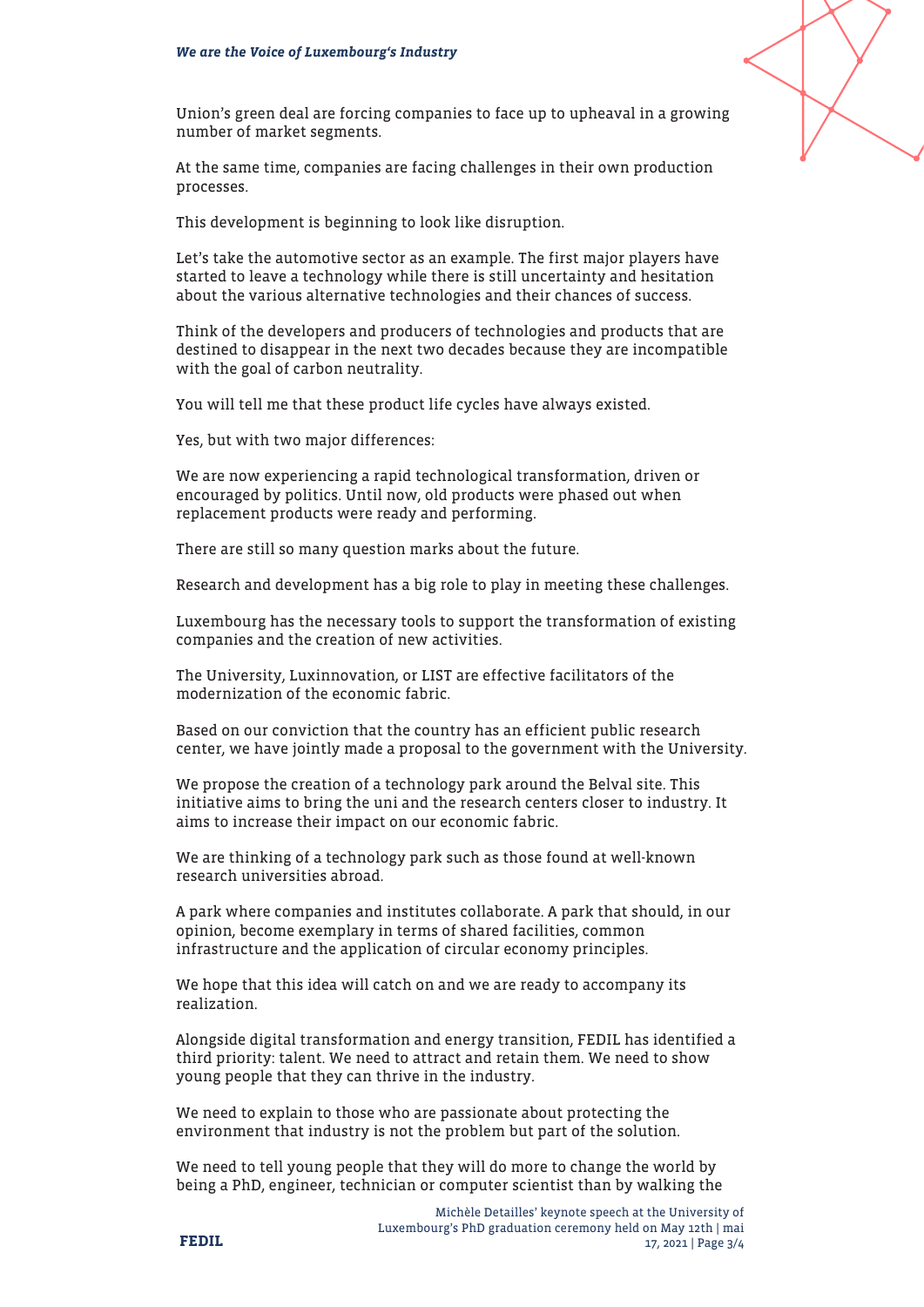Union's green deal are forcing companies to face up to upheaval in a growing number of market segments.

At the same time, companies are facing challenges in their own production processes.

This development is beginning to look like disruption.

Let's take the automotive sector as an example. The first major players have started to leave a technology while there is still uncertainty and hesitation about the various alternative technologies and their chances of success.

Think of the developers and producers of technologies and products that are destined to disappear in the next two decades because they are incompatible with the goal of carbon neutrality.

You will tell me that these product life cycles have always existed.

Yes, but with two major differences:

We are now experiencing a rapid technological transformation, driven or encouraged by politics. Until now, old products were phased out when replacement products were ready and performing.

There are still so many question marks about the future.

Research and development has a big role to play in meeting these challenges.

Luxembourg has the necessary tools to support the transformation of existing companies and the creation of new activities.

The University, Luxinnovation, or LIST are effective facilitators of the modernization of the economic fabric.

Based on our conviction that the country has an efficient public research center, we have jointly made a proposal to the government with the University.

We propose the creation of a technology park around the Belval site. This initiative aims to bring the uni and the research centers closer to industry. It aims to increase their impact on our economic fabric.

We are thinking of a technology park such as those found at well-known research universities abroad.

A park where companies and institutes collaborate. A park that should, in our opinion, become exemplary in terms of shared facilities, common infrastructure and the application of circular economy principles.

We hope that this idea will catch on and we are ready to accompany its realization.

Alongside digital transformation and energy transition, FEDIL has identified a third priority: talent. We need to attract and retain them. We need to show young people that they can thrive in the industry.

We need to explain to those who are passionate about protecting the environment that industry is not the problem but part of the solution.

We need to tell young people that they will do more to change the world by being a PhD, engineer, technician or computer scientist than by walking the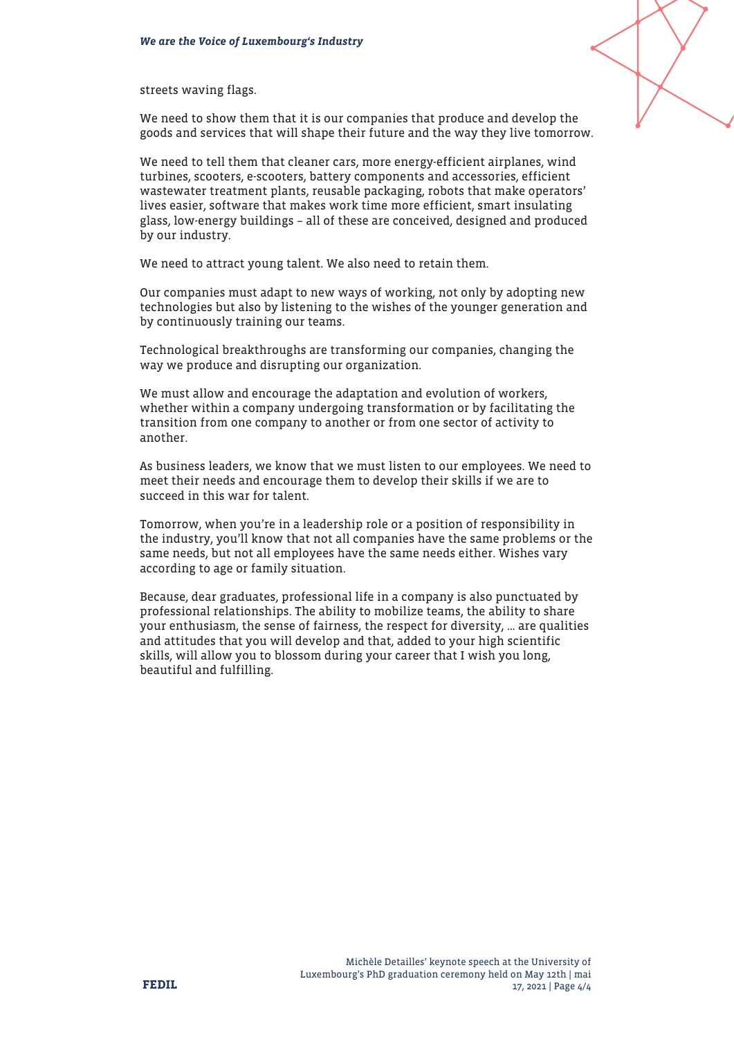streets waving flags.

We need to show them that it is our companies that produce and develop the goods and services that will shape their future and the way they live tomorrow.

We need to tell them that cleaner cars, more energy-efficient airplanes, wind turbines, scooters, e-scooters, battery components and accessories, efficient wastewater treatment plants, reusable packaging, robots that make operators' lives easier, software that makes work time more efficient, smart insulating glass, low-energy buildings – all of these are conceived, designed and produced by our industry.

We need to attract young talent. We also need to retain them.

Our companies must adapt to new ways of working, not only by adopting new technologies but also by listening to the wishes of the younger generation and by continuously training our teams.

Technological breakthroughs are transforming our companies, changing the way we produce and disrupting our organization.

We must allow and encourage the adaptation and evolution of workers, whether within a company undergoing transformation or by facilitating the transition from one company to another or from one sector of activity to another.

As business leaders, we know that we must listen to our employees. We need to meet their needs and encourage them to develop their skills if we are to succeed in this war for talent.

Tomorrow, when you're in a leadership role or a position of responsibility in the industry, you'll know that not all companies have the same problems or the same needs, but not all employees have the same needs either. Wishes vary according to age or family situation.

Because, dear graduates, professional life in a company is also punctuated by professional relationships. The ability to mobilize teams, the ability to share your enthusiasm, the sense of fairness, the respect for diversity, … are qualities and attitudes that you will develop and that, added to your high scientific skills, will allow you to blossom during your career that I wish you long, beautiful and fulfilling.